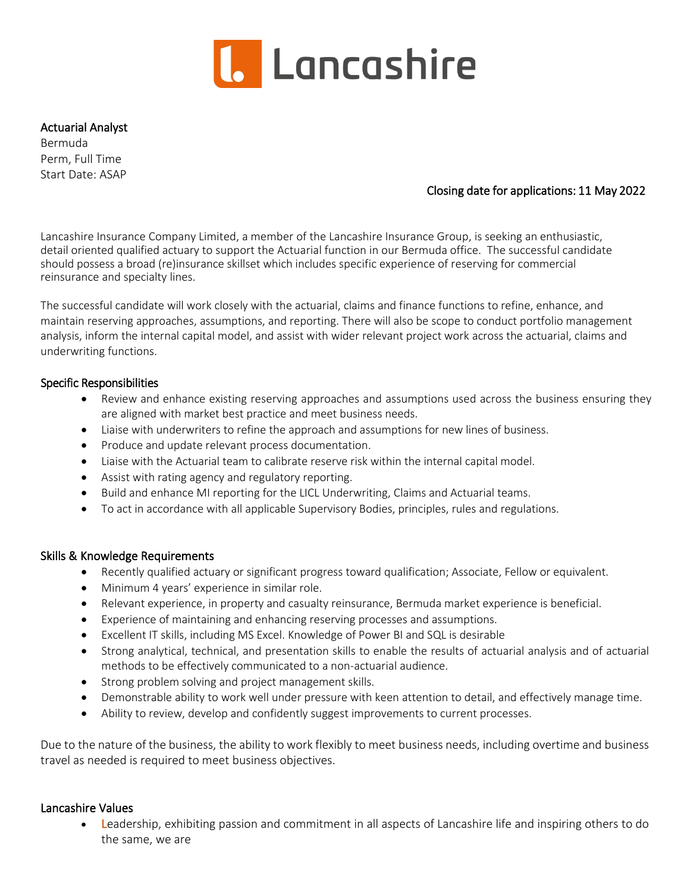Lancashire

**Actuarial Analyst**
Bermuda
Perm, Full Time
Start Date: ASAP

Closing date for applications: 11 May 2022

Lancashire Insurance Company Limited, a member of the Lancashire Insurance Group, is seeking an enthusiastic, detail oriented qualified actuary to support the Actuarial function in our Bermuda office. The successful candidate should possess a broad (re)insurance skillset which includes specific experience of reserving for commercial reinsurance and specialty lines.

The successful candidate will work closely with the actuarial, claims and finance functions to refine, enhance, and maintain reserving approaches, assumptions, and reporting. There will also be scope to conduct portfolio management analysis, inform the internal capital model, and assist with wider relevant project work across the actuarial, claims and underwriting functions.

## Specific Responsibilities

- Review and enhance existing reserving approaches and assumptions used across the business ensuring they are aligned with market best practice and meet business needs.
- Liaise with underwriters to refine the approach and assumptions for new lines of business.
- Produce and update relevant process documentation.
- Liaise with the Actuarial team to calibrate reserve risk within the internal capital model.
- Assist with rating agency and regulatory reporting.
- Build and enhance MI reporting for the LICL Underwriting, Claims and Actuarial teams.
- To act in accordance with all applicable Supervisory Bodies, principles, rules and regulations.

## Skills & Knowledge Requirements

- Recently qualified actuary or significant progress toward qualification; Associate, Fellow or equivalent.
- Minimum 4 years' experience in similar role.
- Relevant experience, in property and casualty reinsurance, Bermuda market experience is beneficial.
- Experience of maintaining and enhancing reserving processes and assumptions.
- Excellent IT skills, including MS Excel. Knowledge of Power BI and SQL is desirable
- Strong analytical, technical, and presentation skills to enable the results of actuarial analysis and of actuarial methods to be effectively communicated to a non-actuarial audience.
- Strong problem solving and project management skills.
- Demonstrable ability to work well under pressure with keen attention to detail, and effectively manage time.
- Ability to review, develop and confidently suggest improvements to current processes.

Due to the nature of the business, the ability to work flexibly to meet business needs, including overtime and business travel as needed is required to meet business objectives.

## Lancashire Values

- Leadership, exhibiting passion and commitment in all aspects of Lancashire life and inspiring others to do the same, we are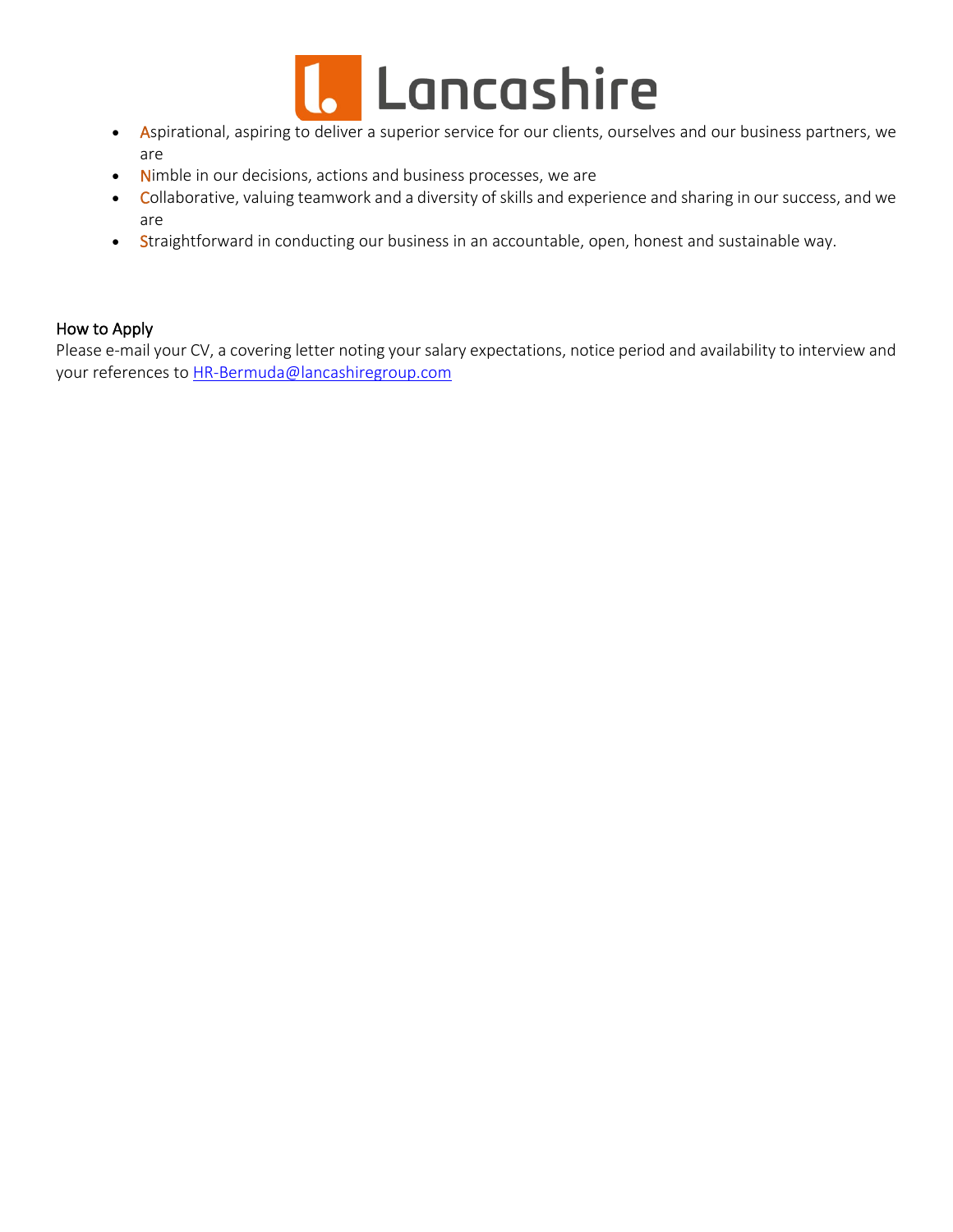- Aspirational, aspiring to deliver a superior service for our clients, ourselves and our business partners, we are
- Nimble in our decisions, actions and business processes, we are
- Collaborative, valuing teamwork and a diversity of skills and experience and sharing in our success, and we are
- Straightforward in conducting our business in an accountable, open, honest and sustainable way.

## How to Apply

Please e-mail your CV, a covering letter noting your salary expectations, notice period and availability to interview and your references to HR-Bermuda@lancashiregroup.com